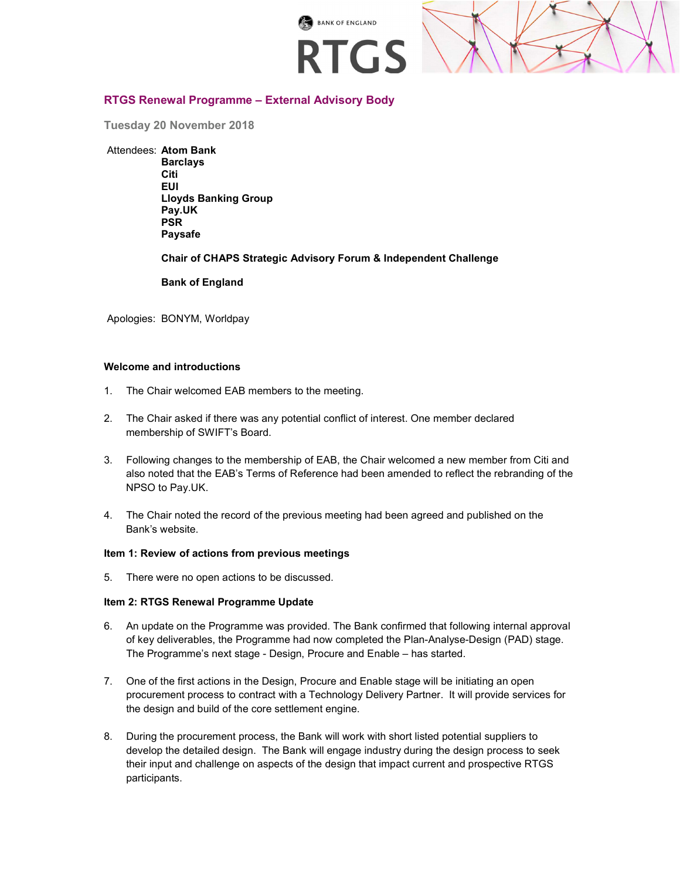BANK OF ENGLAND

RTGS

## RTGS Renewal Programme – External Advisory Body

**Tuesday 20 November 2018**

Attendees: **Atom Bank**
**Barclays**
**Citi**
**EUI**
**Lloyds Banking Group**
**Pay.UK**
**PSR**
**Paysafe**

**Chair of CHAPS Strategic Advisory Forum & Independent Challenge**

**Bank of England**

Apologies: BONYM, Worldpay

### Welcome and introductions

1. The Chair welcomed EAB members to the meeting.

2. The Chair asked if there was any potential conflict of interest. One member declared membership of SWIFT's Board.

3. Following changes to the membership of EAB, the Chair welcomed a new member from Citi and also noted that the EAB's Terms of Reference had been amended to reflect the rebranding of the NPSO to Pay.UK.

4. The Chair noted the record of the previous meeting had been agreed and published on the Bank's website.

### Item 1: Review of actions from previous meetings

5. There were no open actions to be discussed.

### Item 2: RTGS Renewal Programme Update

6. An update on the Programme was provided. The Bank confirmed that following internal approval of key deliverables, the Programme had now completed the Plan-Analyse-Design (PAD) stage. The Programme's next stage - Design, Procure and Enable – has started.

7. One of the first actions in the Design, Procure and Enable stage will be initiating an open procurement process to contract with a Technology Delivery Partner. It will provide services for the design and build of the core settlement engine.

8. During the procurement process, the Bank will work with short listed potential suppliers to develop the detailed design. The Bank will engage industry during the design process to seek their input and challenge on aspects of the design that impact current and prospective RTGS participants.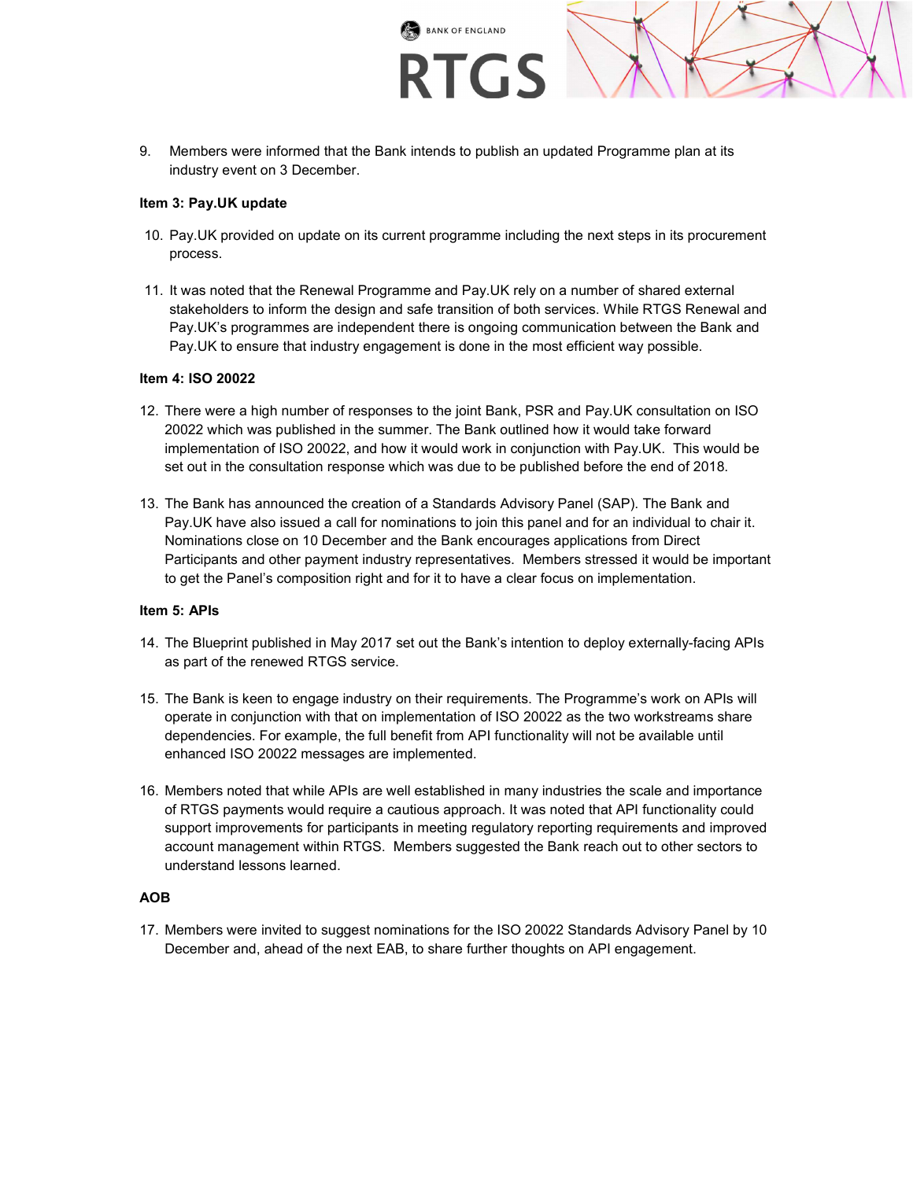9. Members were informed that the Bank intends to publish an updated Programme plan at its industry event on 3 December.

**Item 3: Pay.UK update**

10. Pay.UK provided on update on its current programme including the next steps in its procurement process.

11. It was noted that the Renewal Programme and Pay.UK rely on a number of shared external stakeholders to inform the design and safe transition of both services. While RTGS Renewal and Pay.UK's programmes are independent there is ongoing communication between the Bank and Pay.UK to ensure that industry engagement is done in the most efficient way possible.

**Item 4: ISO 20022**

12. There were a high number of responses to the joint Bank, PSR and Pay.UK consultation on ISO 20022 which was published in the summer. The Bank outlined how it would take forward implementation of ISO 20022, and how it would work in conjunction with Pay.UK. This would be set out in the consultation response which was due to be published before the end of 2018.

13. The Bank has announced the creation of a Standards Advisory Panel (SAP). The Bank and Pay.UK have also issued a call for nominations to join this panel and for an individual to chair it. Nominations close on 10 December and the Bank encourages applications from Direct Participants and other payment industry representatives. Members stressed it would be important to get the Panel's composition right and for it to have a clear focus on implementation.

**Item 5: APIs**

14. The Blueprint published in May 2017 set out the Bank's intention to deploy externally-facing APIs as part of the renewed RTGS service.

15. The Bank is keen to engage industry on their requirements. The Programme's work on APIs will operate in conjunction with that on implementation of ISO 20022 as the two workstreams share dependencies. For example, the full benefit from API functionality will not be available until enhanced ISO 20022 messages are implemented.

16. Members noted that while APIs are well established in many industries the scale and importance of RTGS payments would require a cautious approach. It was noted that API functionality could support improvements for participants in meeting regulatory reporting requirements and improved account management within RTGS. Members suggested the Bank reach out to other sectors to understand lessons learned.

**AOB**

17. Members were invited to suggest nominations for the ISO 20022 Standards Advisory Panel by 10 December and, ahead of the next EAB, to share further thoughts on API engagement.